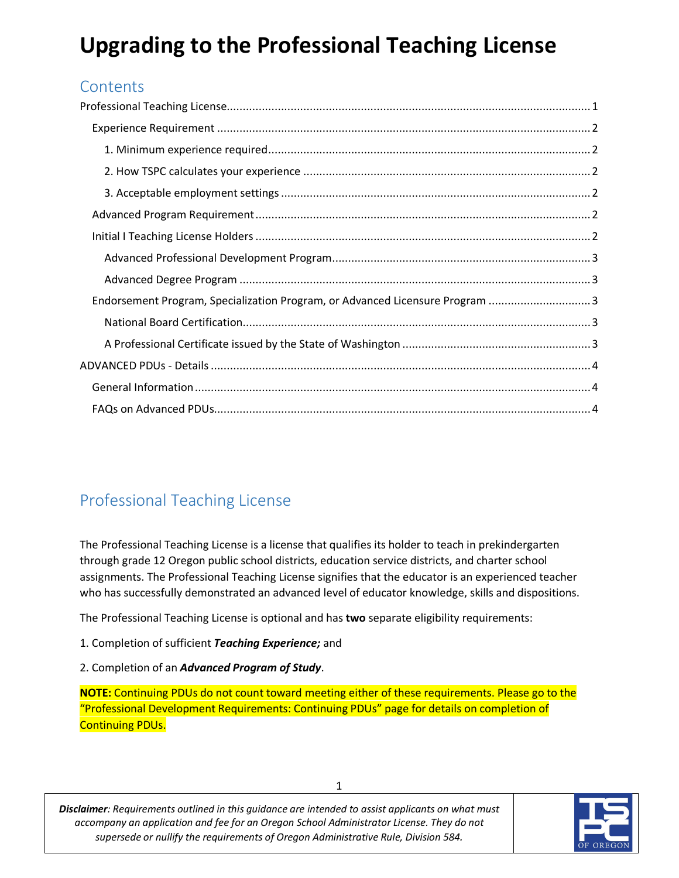# Upgrading to the Professional Teaching License

## Contents

Professional Teaching License ........ 1
- Experience Requirement ........ 2
  - 1. Minimum experience required ........ 2
  - 2. How TSPC calculates your experience ........ 2
  - 3. Acceptable employment settings ........ 2
- Advanced Program Requirement ........ 2
- Initial I Teaching License Holders ........ 2
  - Advanced Professional Development Program ........ 3
  - Advanced Degree Program ........ 3
- Endorsement Program, Specialization Program, or Advanced Licensure Program ........ 3
  - National Board Certification ........ 3
  - A Professional Certificate issued by the State of Washington ........ 3

ADVANCED PDUs - Details ........ 4
- General Information ........ 4
- FAQs on Advanced PDUs ........ 4

## Professional Teaching License

The Professional Teaching License is a license that qualifies its holder to teach in prekindergarten through grade 12 Oregon public school districts, education service districts, and charter school assignments. The Professional Teaching License signifies that the educator is an experienced teacher who has successfully demonstrated an advanced level of educator knowledge, skills and dispositions.

The Professional Teaching License is optional and has **two** separate eligibility requirements:

1. Completion of sufficient ***Teaching Experience;*** and

2. Completion of an ***Advanced Program of Study***.

**NOTE:** Continuing PDUs do not count toward meeting either of these requirements. Please go to the "Professional Development Requirements: Continuing PDUs" page for details on completion of Continuing PDUs.

***Disclaimer****: Requirements outlined in this guidance are intended to assist applicants on what must accompany an application and fee for an Oregon School Administrator License. They do not supersede or nullify the requirements of Oregon Administrative Rule, Division 584.*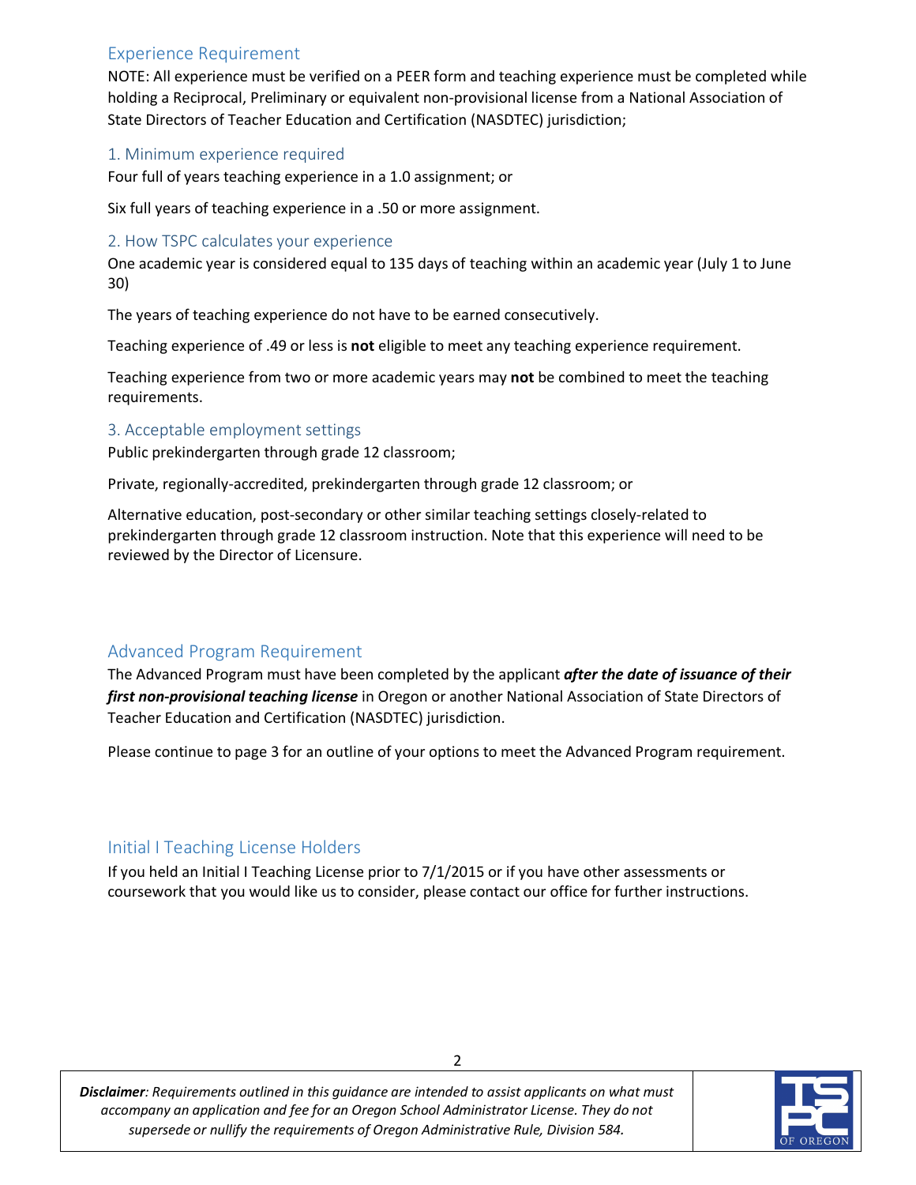## Experience Requirement

NOTE: All experience must be verified on a PEER form and teaching experience must be completed while holding a Reciprocal, Preliminary or equivalent non-provisional license from a National Association of State Directors of Teacher Education and Certification (NASDTEC) jurisdiction;

### 1. Minimum experience required

Four full of years teaching experience in a 1.0 assignment; or

Six full years of teaching experience in a .50 or more assignment.

### 2. How TSPC calculates your experience

One academic year is considered equal to 135 days of teaching within an academic year (July 1 to June 30)

The years of teaching experience do not have to be earned consecutively.

Teaching experience of .49 or less is **not** eligible to meet any teaching experience requirement.

Teaching experience from two or more academic years may **not** be combined to meet the teaching requirements.

### 3. Acceptable employment settings

Public prekindergarten through grade 12 classroom;

Private, regionally-accredited, prekindergarten through grade 12 classroom; or

Alternative education, post-secondary or other similar teaching settings closely-related to prekindergarten through grade 12 classroom instruction. Note that this experience will need to be reviewed by the Director of Licensure.

## Advanced Program Requirement

The Advanced Program must have been completed by the applicant ***after the date of issuance of their first non-provisional teaching license*** in Oregon or another National Association of State Directors of Teacher Education and Certification (NASDTEC) jurisdiction.

Please continue to page 3 for an outline of your options to meet the Advanced Program requirement.

## Initial I Teaching License Holders

If you held an Initial I Teaching License prior to 7/1/2015 or if you have other assessments or coursework that you would like us to consider, please contact our office for further instructions.

***Disclaimer****: Requirements outlined in this guidance are intended to assist applicants on what must accompany an application and fee for an Oregon School Administrator License. They do not supersede or nullify the requirements of Oregon Administrative Rule, Division 584.*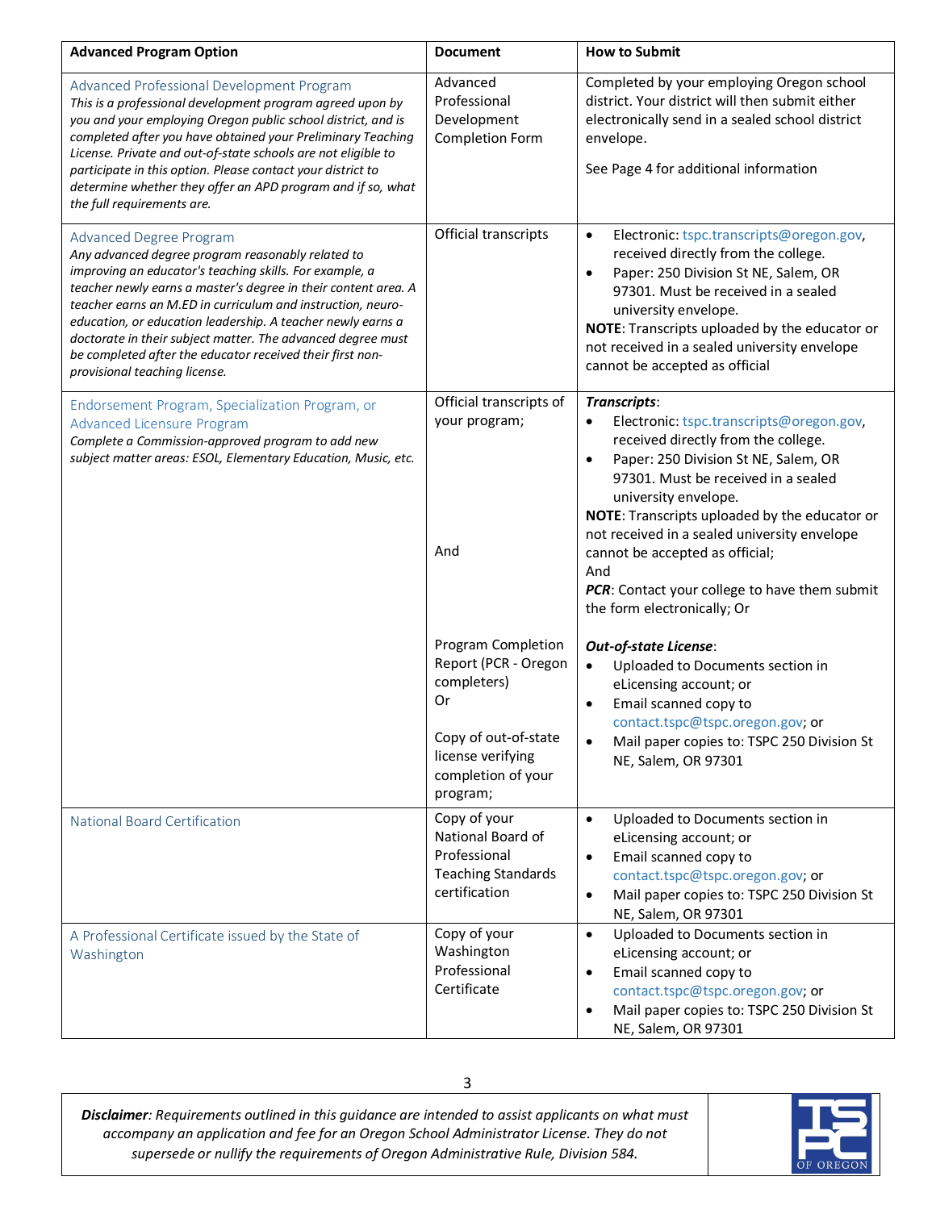| Advanced Program Option | Document | How to Submit |
|---|---|---|
| Advanced Professional Development Program<br>*This is a professional development program agreed upon by you and your employing Oregon public school district, and is completed after you have obtained your Preliminary Teaching License. Private and out-of-state schools are not eligible to participate in this option. Please contact your district to determine whether they offer an APD program and if so, what the full requirements are.* | Advanced Professional Development Completion Form | Completed by your employing Oregon school district. Your district will then submit either electronically send in a sealed school district envelope.<br><br>See Page 4 for additional information |
| Advanced Degree Program<br>*Any advanced degree program reasonably related to improving an educator's teaching skills. For example, a teacher newly earns a master's degree in their content area. A teacher earns an M.ED in curriculum and instruction, neuro-education, or education leadership. A teacher newly earns a doctorate in their subject matter. The advanced degree must be completed after the educator received their first non-provisional teaching license.* | Official transcripts | • Electronic: tspc.transcripts@oregon.gov, received directly from the college.<br>• Paper: 250 Division St NE, Salem, OR 97301. Must be received in a sealed university envelope.<br>**NOTE**: Transcripts uploaded by the educator or not received in a sealed university envelope cannot be accepted as official |
| Endorsement Program, Specialization Program, or Advanced Licensure Program<br>*Complete a Commission-approved program to add new subject matter areas: ESOL, Elementary Education, Music, etc.* | Official transcripts of your program;<br><br>And<br><br>Program Completion Report (PCR - Oregon completers)<br>Or<br><br>Copy of out-of-state license verifying completion of your program; | ***Transcripts***:<br>• Electronic: tspc.transcripts@oregon.gov, received directly from the college.<br>• Paper: 250 Division St NE, Salem, OR 97301. Must be received in a sealed university envelope.<br>**NOTE**: Transcripts uploaded by the educator or not received in a sealed university envelope cannot be accepted as official;<br>And<br>***PCR***: Contact your college to have them submit the form electronically; Or<br><br>***Out-of-state License***:<br>• Uploaded to Documents section in eLicensing account; or<br>• Email scanned copy to contact.tspc@tspc.oregon.gov; or<br>• Mail paper copies to: TSPC 250 Division St NE, Salem, OR 97301 |
| National Board Certification | Copy of your National Board of Professional Teaching Standards certification | • Uploaded to Documents section in eLicensing account; or<br>• Email scanned copy to contact.tspc@tspc.oregon.gov; or<br>• Mail paper copies to: TSPC 250 Division St NE, Salem, OR 97301 |
| A Professional Certificate issued by the State of Washington | Copy of your Washington Professional Certificate | • Uploaded to Documents section in eLicensing account; or<br>• Email scanned copy to contact.tspc@tspc.oregon.gov; or<br>• Mail paper copies to: TSPC 250 Division St NE, Salem, OR 97301 |

***Disclaimer****: Requirements outlined in this guidance are intended to assist applicants on what must accompany an application and fee for an Oregon School Administrator License. They do not supersede or nullify the requirements of Oregon Administrative Rule, Division 584.*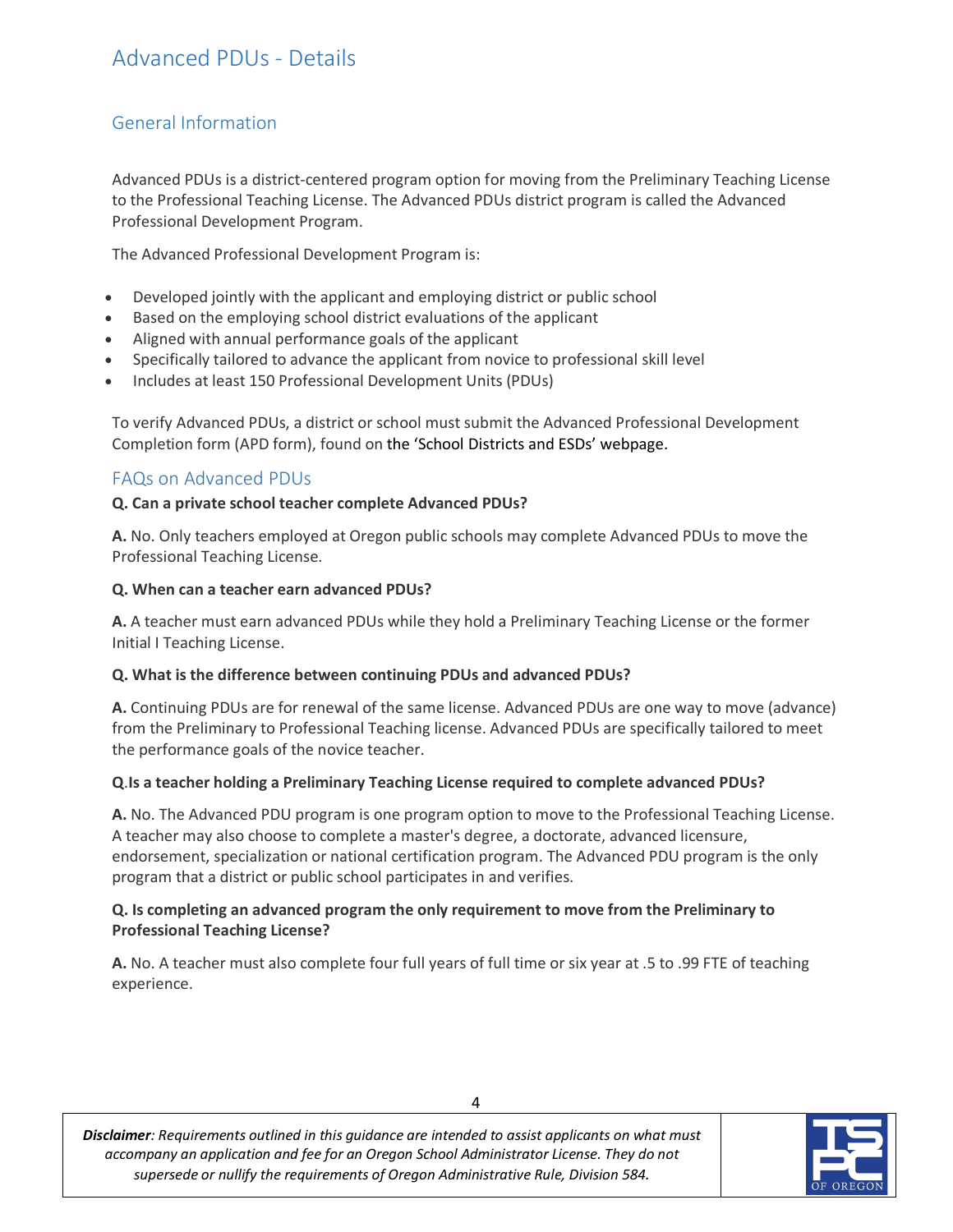# Advanced PDUs - Details

## General Information

Advanced PDUs is a district-centered program option for moving from the Preliminary Teaching License to the Professional Teaching License. The Advanced PDUs district program is called the Advanced Professional Development Program.

The Advanced Professional Development Program is:

- Developed jointly with the applicant and employing district or public school
- Based on the employing school district evaluations of the applicant
- Aligned with annual performance goals of the applicant
- Specifically tailored to advance the applicant from novice to professional skill level
- Includes at least 150 Professional Development Units (PDUs)

To verify Advanced PDUs, a district or school must submit the Advanced Professional Development Completion form (APD form), found on the 'School Districts and ESDs' webpage.

## FAQs on Advanced PDUs

**Q. Can a private school teacher complete Advanced PDUs?**

**A.** No. Only teachers employed at Oregon public schools may complete Advanced PDUs to move the Professional Teaching License.

**Q. When can a teacher earn advanced PDUs?**

**A.** A teacher must earn advanced PDUs while they hold a Preliminary Teaching License or the former Initial I Teaching License.

**Q. What is the difference between continuing PDUs and advanced PDUs?**

**A.** Continuing PDUs are for renewal of the same license. Advanced PDUs are one way to move (advance) from the Preliminary to Professional Teaching license. Advanced PDUs are specifically tailored to meet the performance goals of the novice teacher.

**Q.Is a teacher holding a Preliminary Teaching License required to complete advanced PDUs?**

**A.** No. The Advanced PDU program is one program option to move to the Professional Teaching License. A teacher may also choose to complete a master's degree, a doctorate, advanced licensure, endorsement, specialization or national certification program. The Advanced PDU program is the only program that a district or public school participates in and verifies.

**Q. Is completing an advanced program the only requirement to move from the Preliminary to Professional Teaching License?**

**A.** No. A teacher must also complete four full years of full time or six year at .5 to .99 FTE of teaching experience.

***Disclaimer**: Requirements outlined in this guidance are intended to assist applicants on what must accompany an application and fee for an Oregon School Administrator License. They do not supersede or nullify the requirements of Oregon Administrative Rule, Division 584.*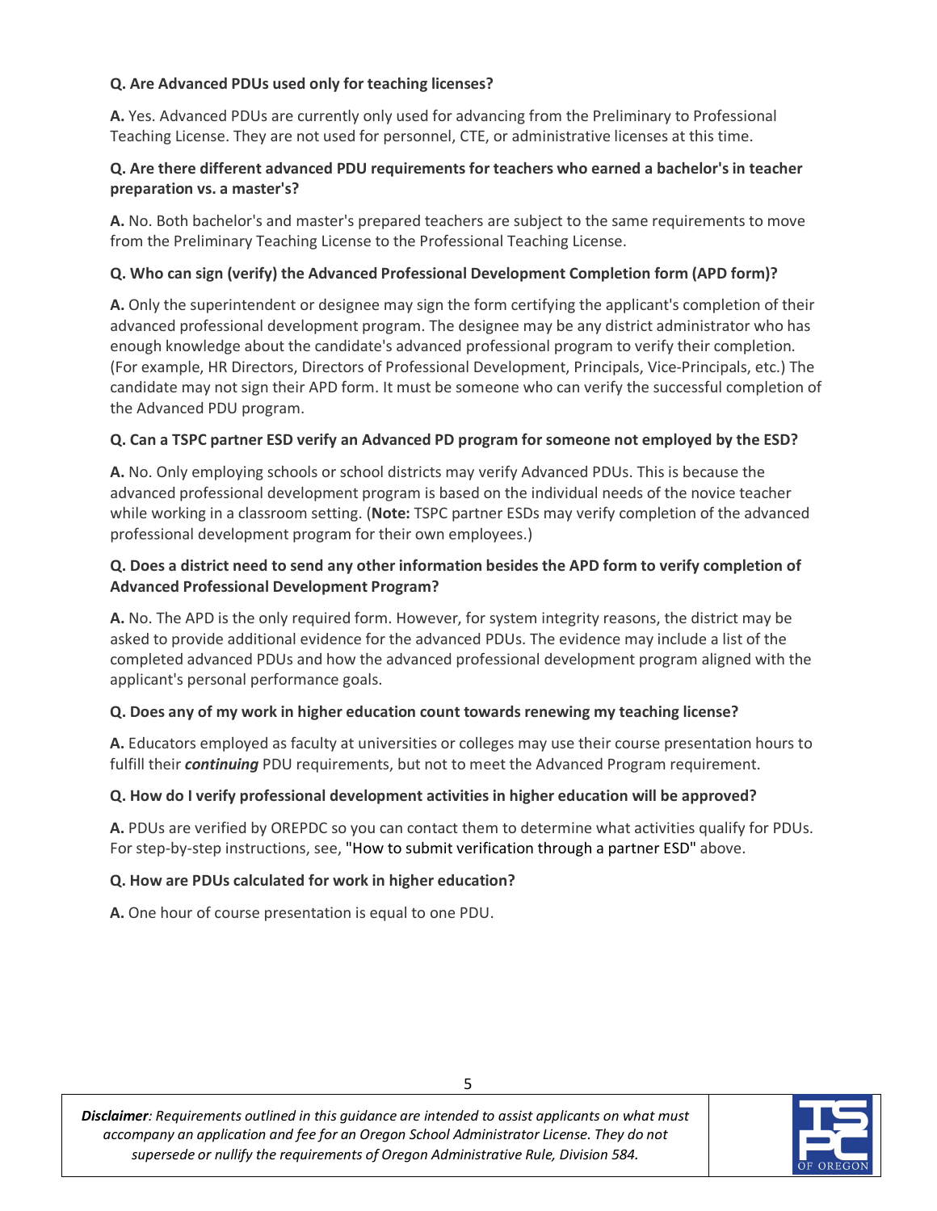**Q. Are Advanced PDUs used only for teaching licenses?**

**A.** Yes. Advanced PDUs are currently only used for advancing from the Preliminary to Professional Teaching License. They are not used for personnel, CTE, or administrative licenses at this time.

**Q. Are there different advanced PDU requirements for teachers who earned a bachelor's in teacher preparation vs. a master's?**

**A.** No. Both bachelor's and master's prepared teachers are subject to the same requirements to move from the Preliminary Teaching License to the Professional Teaching License.

**Q. Who can sign (verify) the Advanced Professional Development Completion form (APD form)?**

**A.** Only the superintendent or designee may sign the form certifying the applicant's completion of their advanced professional development program. The designee may be any district administrator who has enough knowledge about the candidate's advanced professional program to verify their completion. (For example, HR Directors, Directors of Professional Development, Principals, Vice-Principals, etc.) The candidate may not sign their APD form. It must be someone who can verify the successful completion of the Advanced PDU program.

**Q. Can a TSPC partner ESD verify an Advanced PD program for someone not employed by the ESD?**

**A.** No. Only employing schools or school districts may verify Advanced PDUs. This is because the advanced professional development program is based on the individual needs of the novice teacher while working in a classroom setting. (**Note:** TSPC partner ESDs may verify completion of the advanced professional development program for their own employees.)

**Q. Does a district need to send any other information besides the APD form to verify completion of Advanced Professional Development Program?**

**A.** No. The APD is the only required form. However, for system integrity reasons, the district may be asked to provide additional evidence for the advanced PDUs. The evidence may include a list of the completed advanced PDUs and how the advanced professional development program aligned with the applicant's personal performance goals.

**Q. Does any of my work in higher education count towards renewing my teaching license?**

**A.** Educators employed as faculty at universities or colleges may use their course presentation hours to fulfill their ***continuing*** PDU requirements, but not to meet the Advanced Program requirement.

**Q. How do I verify professional development activities in higher education will be approved?**

**A.** PDUs are verified by OREPDC so you can contact them to determine what activities qualify for PDUs. For step-by-step instructions, see, "How to submit verification through a partner ESD" above.

**Q. How are PDUs calculated for work in higher education?**

**A.** One hour of course presentation is equal to one PDU.

***Disclaimer****: Requirements outlined in this guidance are intended to assist applicants on what must accompany an application and fee for an Oregon School Administrator License. They do not supersede or nullify the requirements of Oregon Administrative Rule, Division 584.*